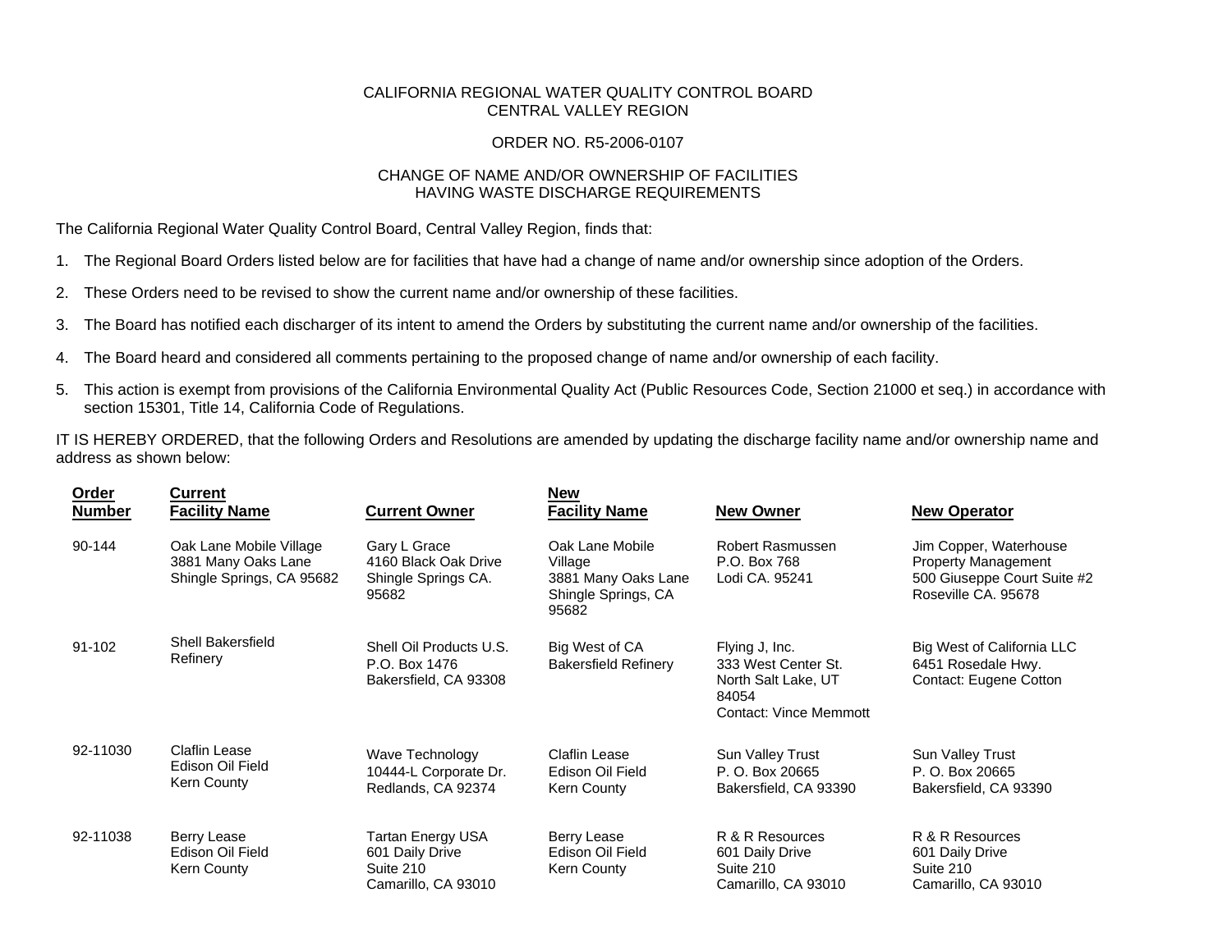CALIFORNIA REGIONAL WATER QUALITY CONTROL BOARD
CENTRAL VALLEY REGION

ORDER NO. R5-2006-0107

CHANGE OF NAME AND/OR OWNERSHIP OF FACILITIES
HAVING WASTE DISCHARGE REQUIREMENTS

The California Regional Water Quality Control Board, Central Valley Region, finds that:

1. The Regional Board Orders listed below are for facilities that have had a change of name and/or ownership since adoption of the Orders.
2. These Orders need to be revised to show the current name and/or ownership of these facilities.
3. The Board has notified each discharger of its intent to amend the Orders by substituting the current name and/or ownership of the facilities.
4. The Board heard and considered all comments pertaining to the proposed change of name and/or ownership of each facility.
5. This action is exempt from provisions of the California Environmental Quality Act (Public Resources Code, Section 21000 et seq.) in accordance with section 15301, Title 14, California Code of Regulations.

IT IS HEREBY ORDERED, that the following Orders and Resolutions are amended by updating the discharge facility name and/or ownership name and address as shown below:

| Order Number | Current Facility Name | Current Owner | New Facility Name | New Owner | New Operator |
|---|---|---|---|---|---|
| 90-144 | Oak Lane Mobile Village<br>3881 Many Oaks Lane<br>Shingle Springs, CA 95682 | Gary L Grace<br>4160 Black Oak Drive<br>Shingle Springs CA. 95682 | Oak Lane Mobile Village<br>3881 Many Oaks Lane<br>Shingle Springs, CA 95682 | Robert Rasmussen<br>P.O. Box 768<br>Lodi CA. 95241 | Jim Copper, Waterhouse Property Management<br>500 Giuseppe Court Suite #2<br>Roseville CA. 95678 |
| 91-102 | Shell Bakersfield Refinery | Shell Oil Products U.S.<br>P.O. Box 1476<br>Bakersfield, CA 93308 | Big West of CA Bakersfield Refinery | Flying J, Inc.<br>333 West Center St.<br>North Salt Lake, UT 84054<br>Contact: Vince Memmott | Big West of California LLC<br>6451 Rosedale Hwy.<br>Contact: Eugene Cotton |
| 92-11030 | Claflin Lease<br>Edison Oil Field<br>Kern County | Wave Technology<br>10444-L Corporate Dr.<br>Redlands, CA 92374 | Claflin Lease<br>Edison Oil Field<br>Kern County | Sun Valley Trust<br>P. O. Box 20665<br>Bakersfield, CA 93390 | Sun Valley Trust<br>P. O. Box 20665<br>Bakersfield, CA 93390 |
| 92-11038 | Berry Lease<br>Edison Oil Field<br>Kern County | Tartan Energy USA<br>601 Daily Drive<br>Suite 210<br>Camarillo, CA 93010 | Berry Lease<br>Edison Oil Field<br>Kern County | R & R Resources<br>601 Daily Drive<br>Suite 210<br>Camarillo, CA 93010 | R & R Resources<br>601 Daily Drive<br>Suite 210<br>Camarillo, CA 93010 |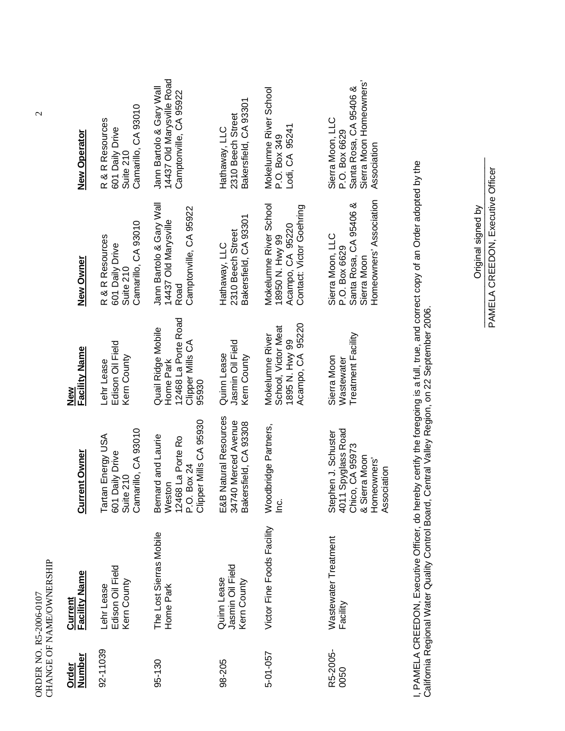| Order Number | Current Facility Name | Current Owner | New Facility Name | New Owner | New Operator |
|---|---|---|---|---|---|
| 92-11039 | Lehr Lease Edison Oil Field Kern County | Tartan Energy USA 601 Daily Drive Suite 210 Camarillo, CA 93010 | Lehr Lease Edison Oil Field Kern County | R & R Resources 601 Daily Drive Suite 210 Camarillo, CA 93010 | R & R Resources 601 Daily Drive Suite 210 Camarillo, CA 93010 |
| 95-130 | The Lost Sierras Mobile Home Park | Bernard and Laurie Weston 12468 La Porte Ro P.O. Box 24 Clipper Mills CA 95930 | Quail Ridge Mobile Home Park 12468 La Porte Road Clipper Mills CA 95930 | Jann Bartolo & Gary Wall 14437 Old Marysville Road Camptonville, CA 95922 | Jann Bartolo & Gary Wall 14437 Old Marysville Road Camptonville, CA 95922 |
| 98-205 | Quinn Lease Jasmin Oil Field Kern County | E&B Natural Resources 34740 Merced Avenue Bakersfield, CA 93308 | Quinn Lease Jasmin Oil Field Kern County | Hathaway, LLC 2310 Beech Street Bakersfield, CA 93301 | Hathaway, LLC 2310 Beech Street Bakersfield, CA 93301 |
| 5-01-057 | Victor Fine Foods Facility | Woodbridge Partners, Inc. | Mokelumne River School, Victor Meat 1895 N. Hwy 99 Acampo, CA 95220 | Mokelumne River School 18950 N. Hwy 99 Acampo, CA 95220 Contact: Victor Goehring | Mokelumne River School P.O. Box 349 Lodi, CA 95241 |
| R5-2005-0050 | Wastewater Treatment Facility | Stephen J. Schuster 4011 Spyglass Road Chico, CA 95973 & Sierra Moon Homeowners' Association | Sierra Moon Wastewater Treatment Facility | Sierra Moon, LLC P.O. Box 6629 Santa Rosa, CA 95406 & Sierra Moon Homeowners' Association | Sierra Moon, LLC P.O. Box 6629 Santa Rosa, CA 95406 & Sierra Moon Homeowners' Association |

I, PAMELA CREEDON, Executive Officer, do hereby certify the foregoing is a full, true, and correct copy of an Order adopted by the California Regional Water Quality Control Board, Central Valley Region, on 22 September 2006.

Original signed by

PAMELA CREEDON, Executive Officer